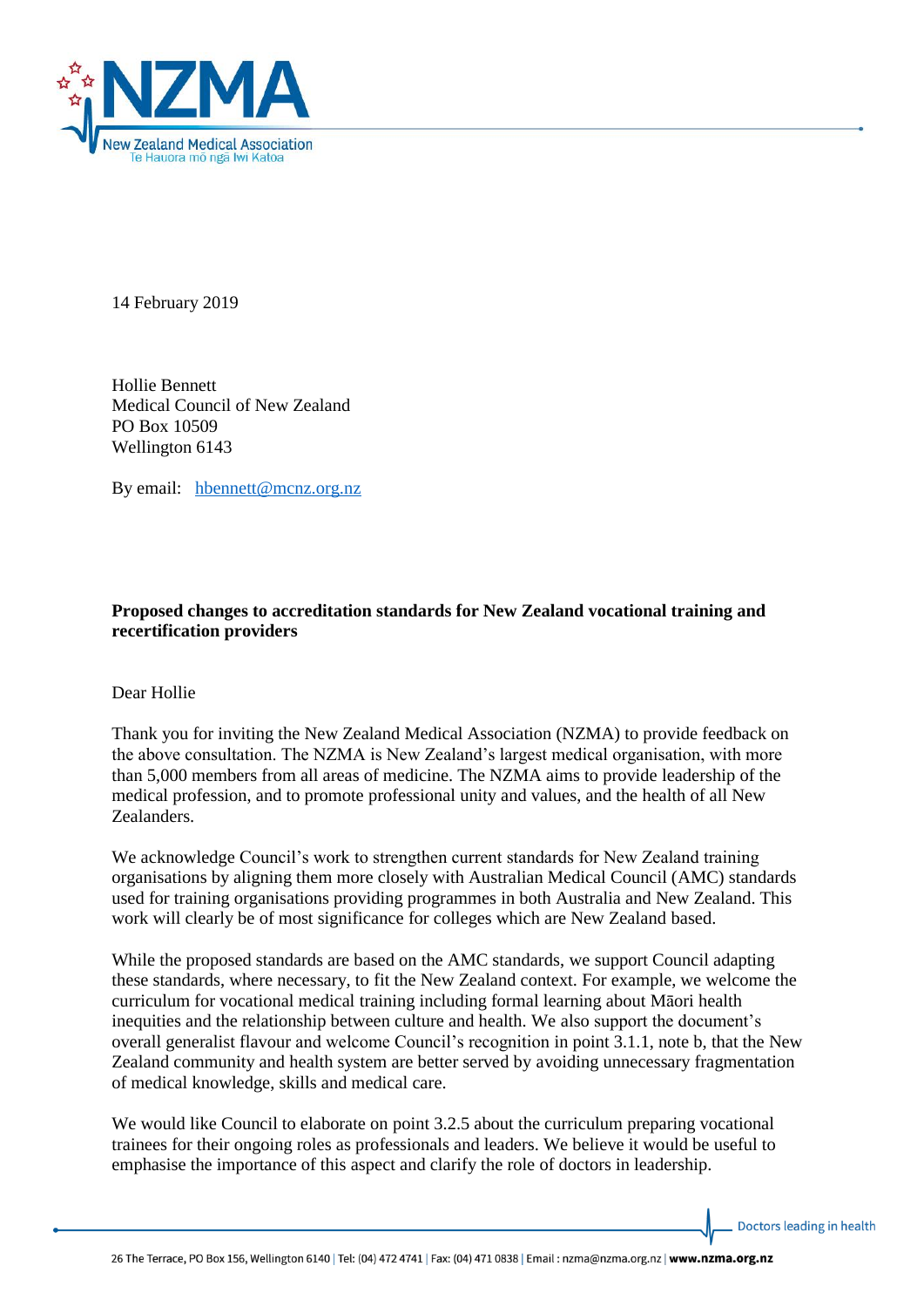14 February 2019

Hollie Bennett
Medical Council of New Zealand
PO Box 10509
Wellington 6143

By email: hbennett@mcnz.org.nz

**Proposed changes to accreditation standards for New Zealand vocational training and recertification providers**

Dear Hollie

Thank you for inviting the New Zealand Medical Association (NZMA) to provide feedback on the above consultation. The NZMA is New Zealand's largest medical organisation, with more than 5,000 members from all areas of medicine. The NZMA aims to provide leadership of the medical profession, and to promote professional unity and values, and the health of all New Zealanders.

We acknowledge Council's work to strengthen current standards for New Zealand training organisations by aligning them more closely with Australian Medical Council (AMC) standards used for training organisations providing programmes in both Australia and New Zealand. This work will clearly be of most significance for colleges which are New Zealand based.

While the proposed standards are based on the AMC standards, we support Council adapting these standards, where necessary, to fit the New Zealand context. For example, we welcome the curriculum for vocational medical training including formal learning about Māori health inequities and the relationship between culture and health. We also support the document's overall generalist flavour and welcome Council's recognition in point 3.1.1, note b, that the New Zealand community and health system are better served by avoiding unnecessary fragmentation of medical knowledge, skills and medical care.

We would like Council to elaborate on point 3.2.5 about the curriculum preparing vocational trainees for their ongoing roles as professionals and leaders. We believe it would be useful to emphasise the importance of this aspect and clarify the role of doctors in leadership.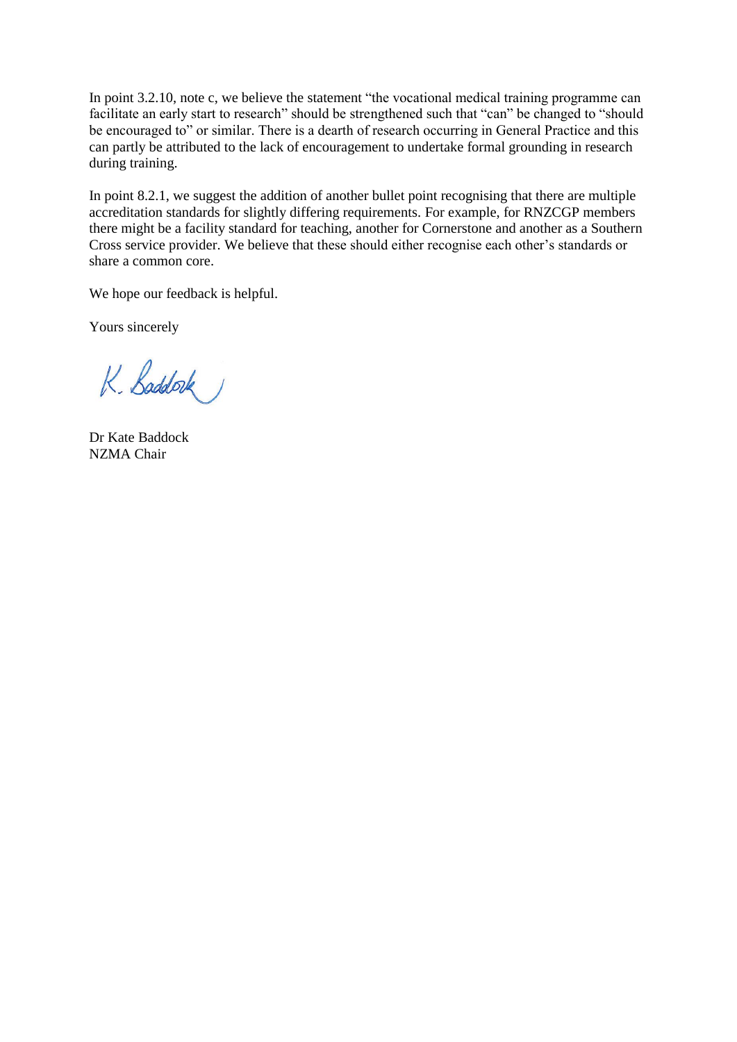In point 3.2.10, note c, we believe the statement "the vocational medical training programme can facilitate an early start to research" should be strengthened such that "can" be changed to "should be encouraged to" or similar. There is a dearth of research occurring in General Practice and this can partly be attributed to the lack of encouragement to undertake formal grounding in research during training.

In point 8.2.1, we suggest the addition of another bullet point recognising that there are multiple accreditation standards for slightly differing requirements. For example, for RNZCGP members there might be a facility standard for teaching, another for Cornerstone and another as a Southern Cross service provider. We believe that these should either recognise each other's standards or share a common core.

We hope our feedback is helpful.

Yours sincerely

K. Baddock

Dr Kate Baddock
NZMA Chair